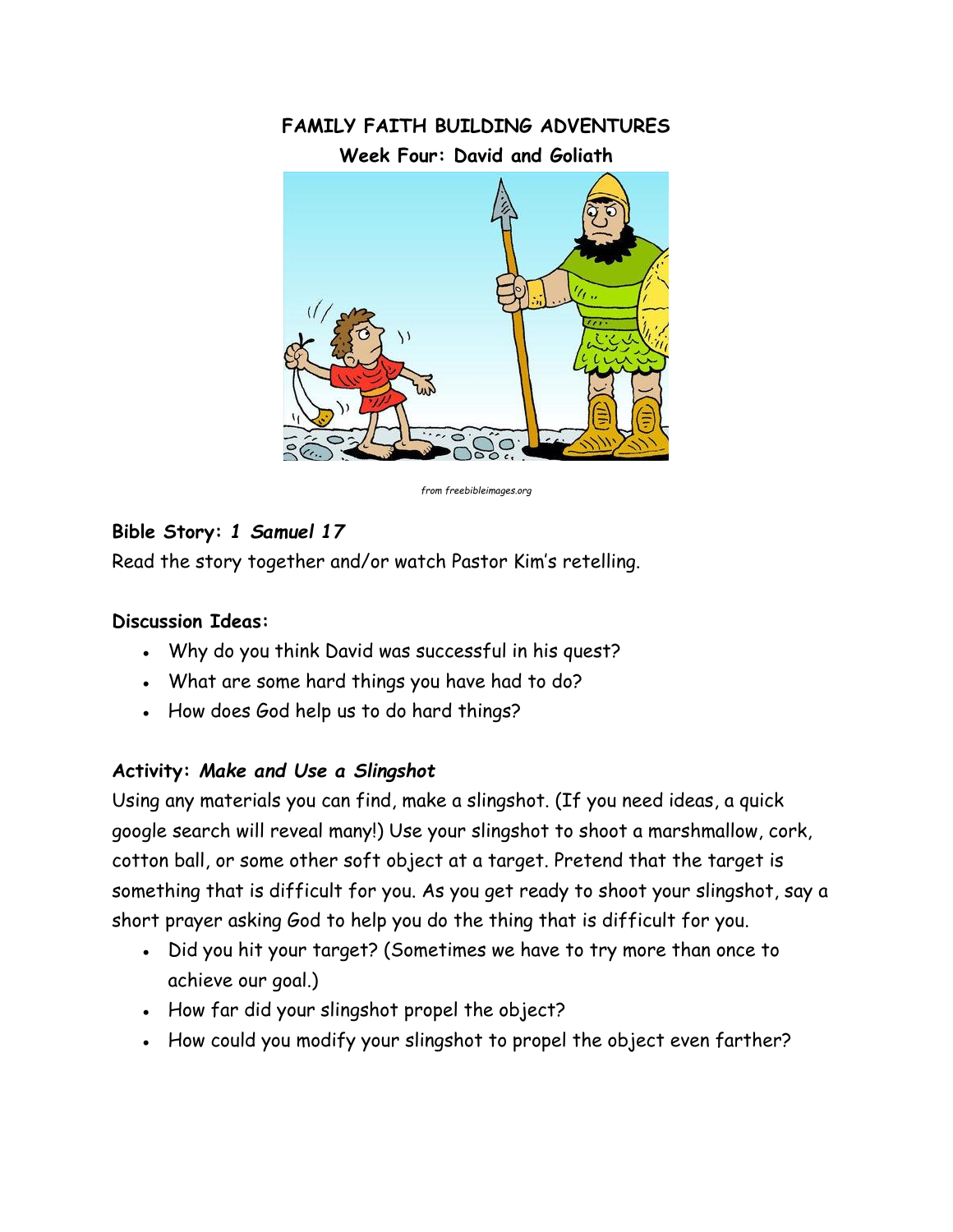# FAMILY FAITH BUILDING ADVENTURES

## Week Four: David and Goliath

*from freebibleimages.org*

**Bible Story:** ***1 Samuel 17***

Read the story together and/or watch Pastor Kim's retelling.

**Discussion Ideas:**

- Why do you think David was successful in his quest?
- What are some hard things you have had to do?
- How does God help us to do hard things?

**Activity:** ***Make and Use a Slingshot***

Using any materials you can find, make a slingshot. (If you need ideas, a quick google search will reveal many!) Use your slingshot to shoot a marshmallow, cork, cotton ball, or some other soft object at a target. Pretend that the target is something that is difficult for you. As you get ready to shoot your slingshot, say a short prayer asking God to help you do the thing that is difficult for you.

- Did you hit your target? (Sometimes we have to try more than once to achieve our goal.)
- How far did your slingshot propel the object?
- How could you modify your slingshot to propel the object even farther?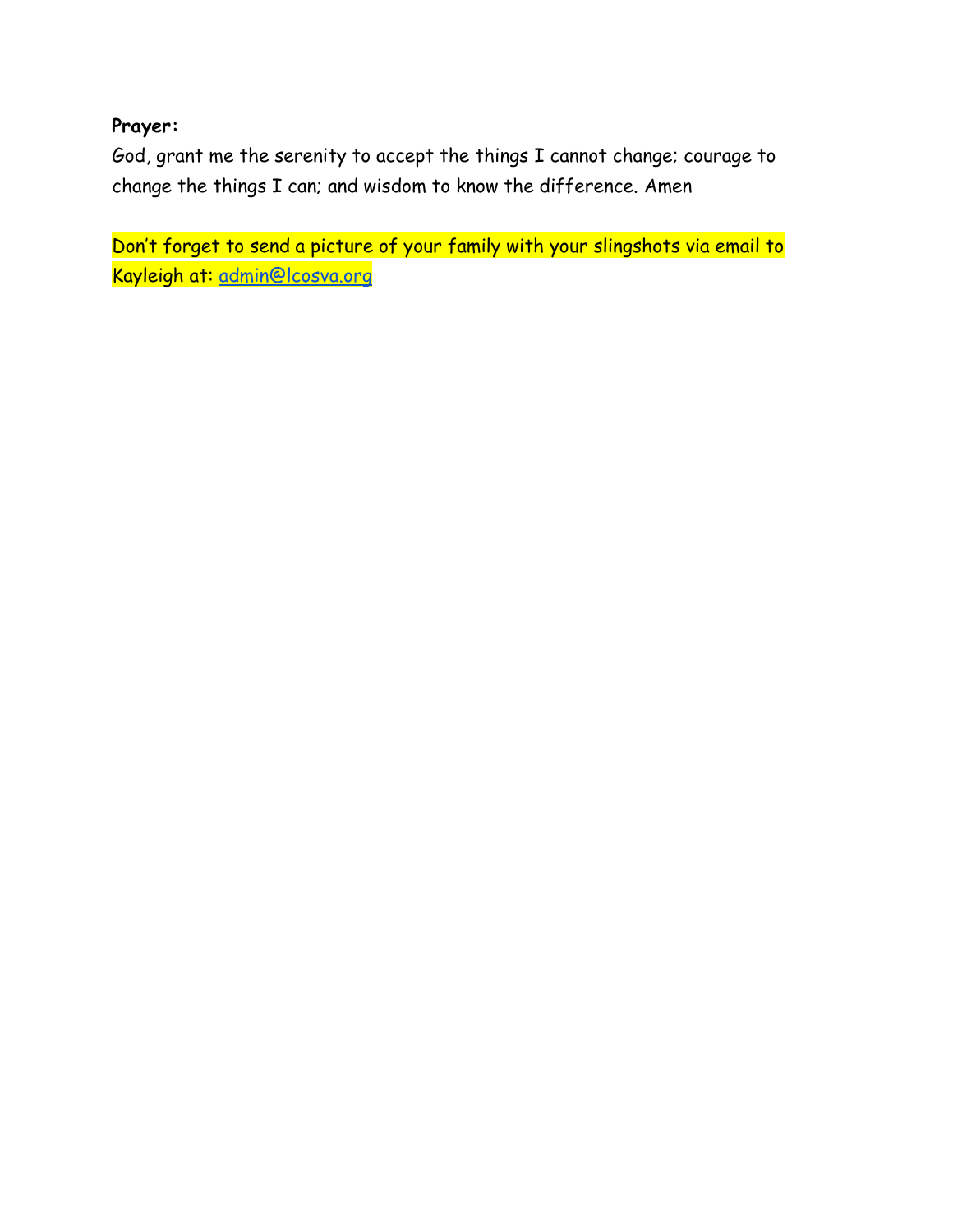**Prayer:**

God, grant me the serenity to accept the things I cannot change; courage to change the things I can; and wisdom to know the difference. Amen

Don't forget to send a picture of your family with your slingshots via email to Kayleigh at: admin@lcosva.org